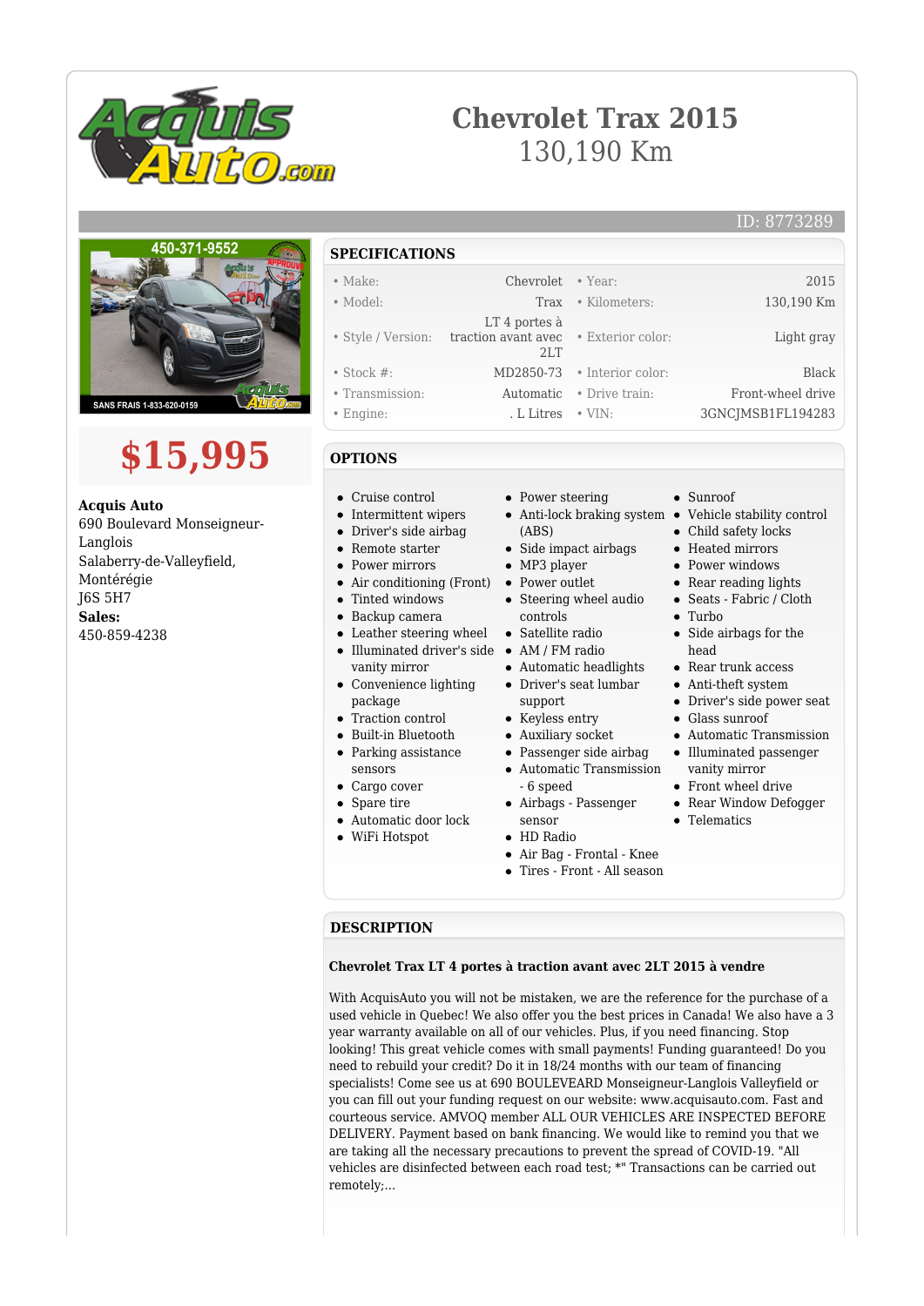# Chevrolet Trax 2015

130,190 Km

ID: 8773289

# $15,995

**Acquis Auto**
690 Boulevard Monseigneur-Langlois
Salaberry-de-Valleyfield, Montérégie
J6S 5H7
**Sales:**
450-859-4238

## SPECIFICATIONS

| | | | |
|---|---|---|---|
| • Make: | Chevrolet | • Year: | 2015 |
| • Model: | Trax | • Kilometers: | 130,190 Km |
| • Style / Version: | LT 4 portes à traction avant avec 2LT | • Exterior color: | Light gray |
| • Stock #: | MD2850-73 | • Interior color: | Black |
| • Transmission: | Automatic | • Drive train: | Front-wheel drive |
| • Engine: | . L Litres | • VIN: | 3GNCJMSB1FL194283 |

## OPTIONS

- Cruise control
- Intermittent wipers
- Driver's side airbag
- Remote starter
- Power mirrors
- Air conditioning (Front)
- Tinted windows
- Backup camera
- Leather steering wheel
- Illuminated driver's side vanity mirror
- Convenience lighting package
- Traction control
- Built-in Bluetooth
- Parking assistance sensors
- Cargo cover
- Spare tire
- Automatic door lock
- WiFi Hotspot
- Power steering
- Anti-lock braking system (ABS)
- Side impact airbags
- MP3 player
- Power outlet
- Steering wheel audio controls
- Satellite radio
- AM / FM radio
- Automatic headlights
- Driver's seat lumbar support
- Keyless entry
- Auxiliary socket
- Passenger side airbag
- Automatic Transmission - 6 speed
- Airbags - Passenger sensor
- HD Radio
- Air Bag - Frontal - Knee
- Tires - Front - All season
- Sunroof
- Vehicle stability control
- Child safety locks
- Heated mirrors
- Power windows
- Rear reading lights
- Seats - Fabric / Cloth
- Turbo
- Side airbags for the head
- Rear trunk access
- Anti-theft system
- Driver's side power seat
- Glass sunroof
- Automatic Transmission
- Illuminated passenger vanity mirror
- Front wheel drive
- Rear Window Defogger
- Telematics

## DESCRIPTION

**Chevrolet Trax LT 4 portes à traction avant avec 2LT 2015 à vendre**

With AcquisAuto you will not be mistaken, we are the reference for the purchase of a used vehicle in Quebec! We also offer you the best prices in Canada! We also have a 3 year warranty available on all of our vehicles. Plus, if you need financing. Stop looking! This great vehicle comes with small payments! Funding guaranteed! Do you need to rebuild your credit? Do it in 18/24 months with our team of financing specialists! Come see us at 690 BOULEVEARD Monseigneur-Langlois Valleyfield or you can fill out your funding request on our website: www.acquisauto.com. Fast and courteous service. AMVOQ member ALL OUR VEHICLES ARE INSPECTED BEFORE DELIVERY. Payment based on bank financing. We would like to remind you that we are taking all the necessary precautions to prevent the spread of COVID-19. "All vehicles are disinfected between each road test; *" Transactions can be carried out remotely;...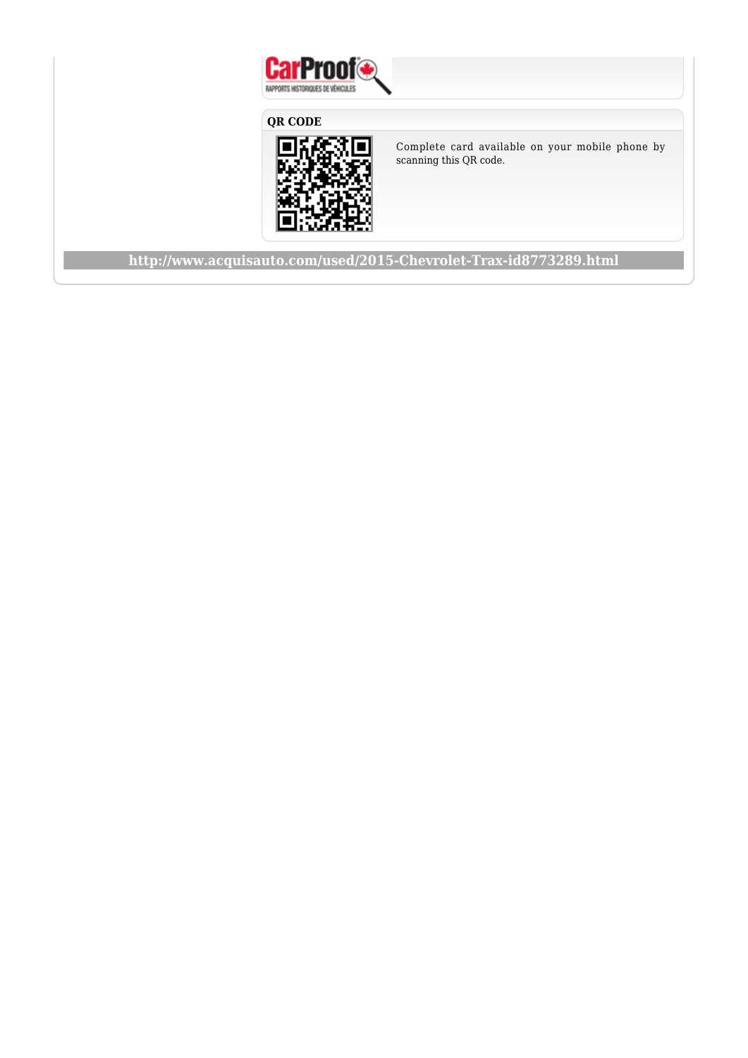CarProof
RAPPORTS HISTORIQUES DE VÉHICULES

**QR CODE**

Complete card available on your mobile phone by scanning this QR code.

**http://www.acquisauto.com/used/2015-Chevrolet-Trax-id8773289.html**